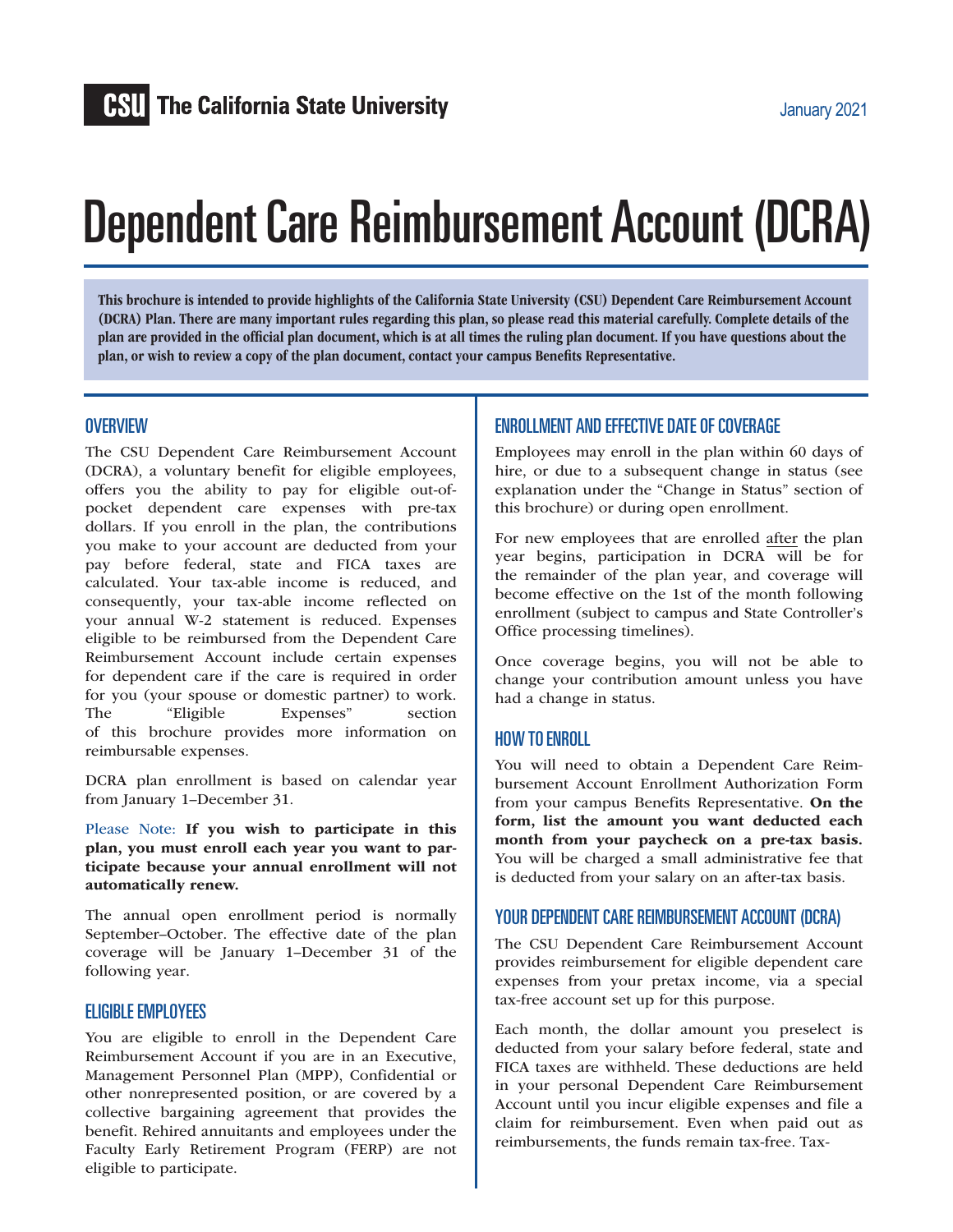**CSU** The California State University

January 2021

# Dependent Care Reimbursement Account (DCRA)

**This brochure is intended to provide highlights of the California State University (CSU) Dependent Care Reimbursement Account (DCRA) Plan. There are many important rules regarding this plan, so please read this material carefully. Complete details of the plan are provided in the official plan document, which is at all times the ruling plan document. If you have questions about the plan, or wish to review a copy of the plan document, contact your campus Benefits Representative.**

## OVERVIEW

The CSU Dependent Care Reimbursement Account (DCRA), a voluntary benefit for eligible employees, offers you the ability to pay for eligible out-of-pocket dependent care expenses with pre-tax dollars. If you enroll in the plan, the contributions you make to your account are deducted from your pay before federal, state and FICA taxes are calculated. Your tax-able income is reduced, and consequently, your tax-able income reflected on your annual W-2 statement is reduced. Expenses eligible to be reimbursed from the Dependent Care Reimbursement Account include certain expenses for dependent care if the care is required in order for you (your spouse or domestic partner) to work. The "Eligible Expenses" section of this brochure provides more information on reimbursable expenses.

DCRA plan enrollment is based on calendar year from January 1–December 31.

Please Note: **If you wish to participate in this plan, you must enroll each year you want to participate because your annual enrollment will not automatically renew.**

The annual open enrollment period is normally September–October. The effective date of the plan coverage will be January 1–December 31 of the following year.

## ELIGIBLE EMPLOYEES

You are eligible to enroll in the Dependent Care Reimbursement Account if you are in an Executive, Management Personnel Plan (MPP), Confidential or other nonrepresented position, or are covered by a collective bargaining agreement that provides the benefit. Rehired annuitants and employees under the Faculty Early Retirement Program (FERP) are not eligible to participate.

## ENROLLMENT AND EFFECTIVE DATE OF COVERAGE

Employees may enroll in the plan within 60 days of hire, or due to a subsequent change in status (see explanation under the "Change in Status" section of this brochure) or during open enrollment.

For new employees that are enrolled after the plan year begins, participation in DCRA will be for the remainder of the plan year, and coverage will become effective on the 1st of the month following enrollment (subject to campus and State Controller's Office processing timelines).

Once coverage begins, you will not be able to change your contribution amount unless you have had a change in status.

## HOW TO ENROLL

You will need to obtain a Dependent Care Reimbursement Account Enrollment Authorization Form from your campus Benefits Representative. **On the form, list the amount you want deducted each month from your paycheck on a pre-tax basis.** You will be charged a small administrative fee that is deducted from your salary on an after-tax basis.

## YOUR DEPENDENT CARE REIMBURSEMENT ACCOUNT (DCRA)

The CSU Dependent Care Reimbursement Account provides reimbursement for eligible dependent care expenses from your pretax income, via a special tax-free account set up for this purpose.

Each month, the dollar amount you preselect is deducted from your salary before federal, state and FICA taxes are withheld. These deductions are held in your personal Dependent Care Reimbursement Account until you incur eligible expenses and file a claim for reimbursement. Even when paid out as reimbursements, the funds remain tax-free. Tax-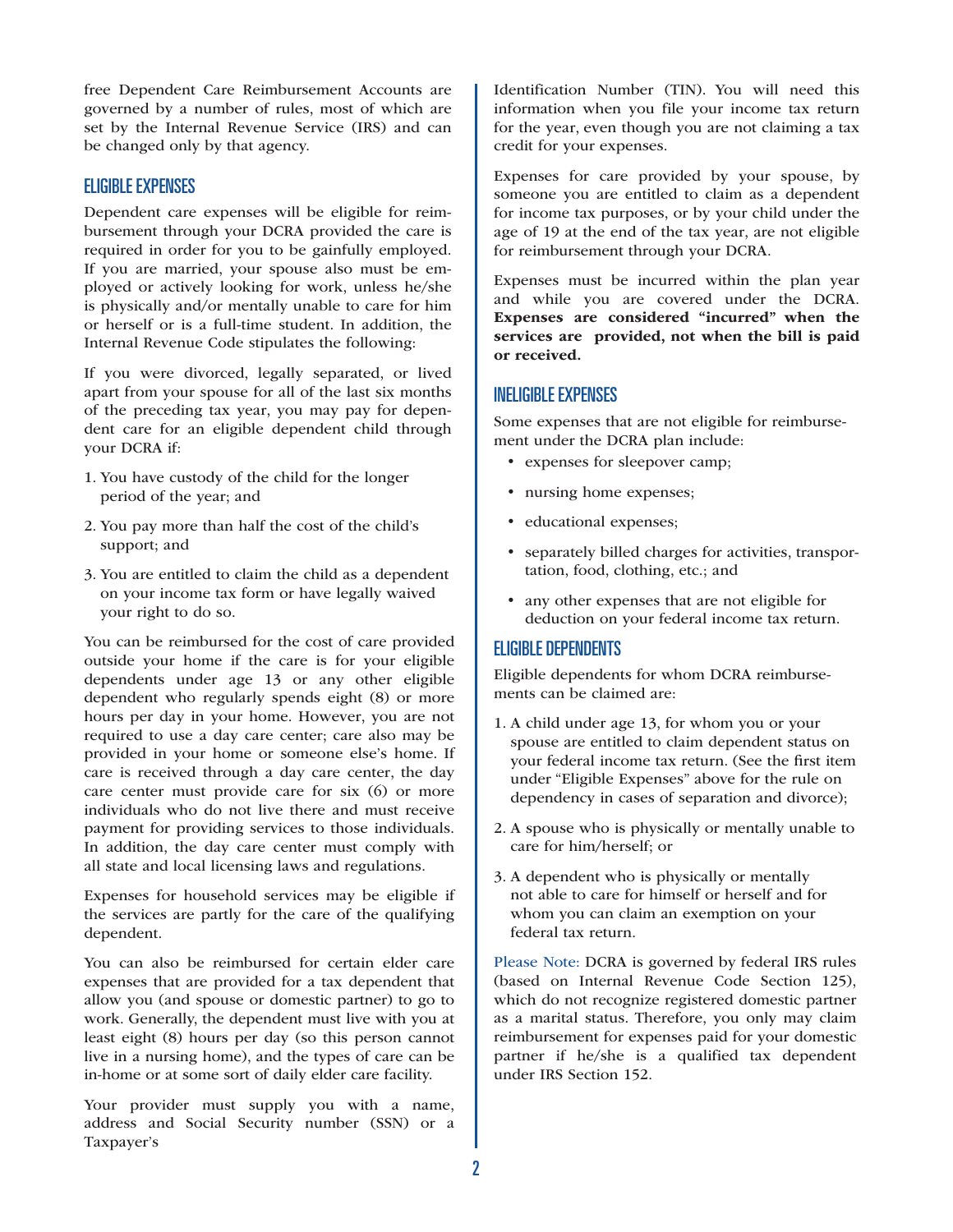free Dependent Care Reimbursement Accounts are governed by a number of rules, most of which are set by the Internal Revenue Service (IRS) and can be changed only by that agency.

## ELIGIBLE EXPENSES

Dependent care expenses will be eligible for reimbursement through your DCRA provided the care is required in order for you to be gainfully employed. If you are married, your spouse also must be employed or actively looking for work, unless he/she is physically and/or mentally unable to care for him or herself or is a full-time student. In addition, the Internal Revenue Code stipulates the following:

If you were divorced, legally separated, or lived apart from your spouse for all of the last six months of the preceding tax year, you may pay for dependent care for an eligible dependent child through your DCRA if:

1. You have custody of the child for the longer period of the year; and
2. You pay more than half the cost of the child's support; and
3. You are entitled to claim the child as a dependent on your income tax form or have legally waived your right to do so.

You can be reimbursed for the cost of care provided outside your home if the care is for your eligible dependents under age 13 or any other eligible dependent who regularly spends eight (8) or more hours per day in your home. However, you are not required to use a day care center; care also may be provided in your home or someone else's home. If care is received through a day care center, the day care center must provide care for six (6) or more individuals who do not live there and must receive payment for providing services to those individuals. In addition, the day care center must comply with all state and local licensing laws and regulations.

Expenses for household services may be eligible if the services are partly for the care of the qualifying dependent.

You can also be reimbursed for certain elder care expenses that are provided for a tax dependent that allow you (and spouse or domestic partner) to go to work. Generally, the dependent must live with you at least eight (8) hours per day (so this person cannot live in a nursing home), and the types of care can be in-home or at some sort of daily elder care facility.

Your provider must supply you with a name, address and Social Security number (SSN) or a Taxpayer's Identification Number (TIN). You will need this information when you file your income tax return for the year, even though you are not claiming a tax credit for your expenses.

Expenses for care provided by your spouse, by someone you are entitled to claim as a dependent for income tax purposes, or by your child under the age of 19 at the end of the tax year, are not eligible for reimbursement through your DCRA.

Expenses must be incurred within the plan year and while you are covered under the DCRA. **Expenses are considered "incurred" when the services are provided, not when the bill is paid or received.**

## INELIGIBLE EXPENSES

Some expenses that are not eligible for reimbursement under the DCRA plan include:

- expenses for sleepover camp;
- nursing home expenses;
- educational expenses;
- separately billed charges for activities, transportation, food, clothing, etc.; and
- any other expenses that are not eligible for deduction on your federal income tax return.

## ELIGIBLE DEPENDENTS

Eligible dependents for whom DCRA reimbursements can be claimed are:

1. A child under age 13, for whom you or your spouse are entitled to claim dependent status on your federal income tax return. (See the first item under "Eligible Expenses" above for the rule on dependency in cases of separation and divorce);
2. A spouse who is physically or mentally unable to care for him/herself; or
3. A dependent who is physically or mentally not able to care for himself or herself and for whom you can claim an exemption on your federal tax return.

Please Note: DCRA is governed by federal IRS rules (based on Internal Revenue Code Section 125), which do not recognize registered domestic partner as a marital status. Therefore, you only may claim reimbursement for expenses paid for your domestic partner if he/she is a qualified tax dependent under IRS Section 152.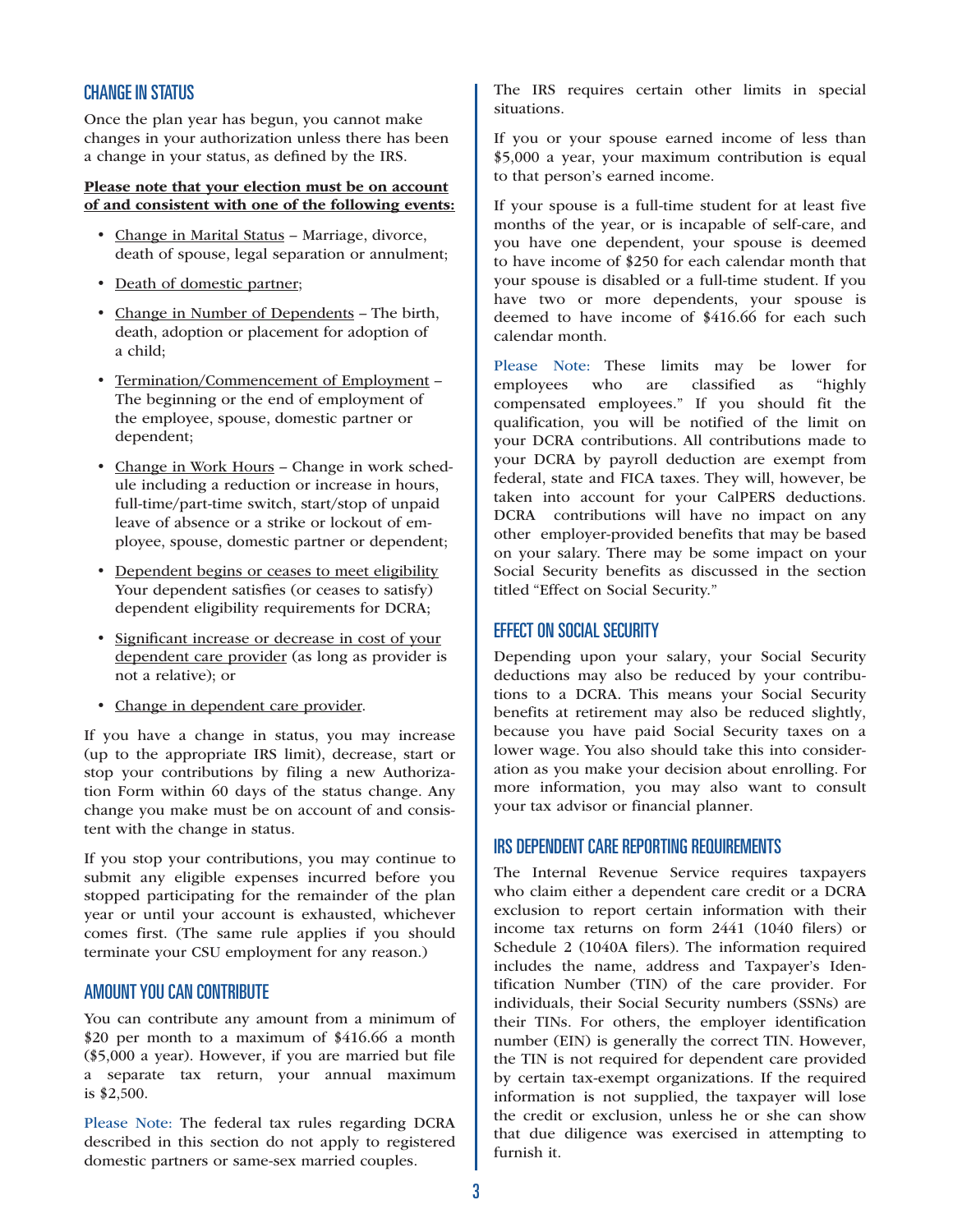## CHANGE IN STATUS

Once the plan year has begun, you cannot make changes in your authorization unless there has been a change in your status, as defined by the IRS.

**Please note that your election must be on account of and consistent with one of the following events:**

- Change in Marital Status – Marriage, divorce, death of spouse, legal separation or annulment;
- Death of domestic partner;
- Change in Number of Dependents – The birth, death, adoption or placement for adoption of a child;
- Termination/Commencement of Employment – The beginning or the end of employment of the employee, spouse, domestic partner or dependent;
- Change in Work Hours – Change in work schedule including a reduction or increase in hours, full-time/part-time switch, start/stop of unpaid leave of absence or a strike or lockout of employee, spouse, domestic partner or dependent;
- Dependent begins or ceases to meet eligibility Your dependent satisfies (or ceases to satisfy) dependent eligibility requirements for DCRA;
- Significant increase or decrease in cost of your dependent care provider (as long as provider is not a relative); or
- Change in dependent care provider.

If you have a change in status, you may increase (up to the appropriate IRS limit), decrease, start or stop your contributions by filing a new Authorization Form within 60 days of the status change. Any change you make must be on account of and consistent with the change in status.

If you stop your contributions, you may continue to submit any eligible expenses incurred before you stopped participating for the remainder of the plan year or until your account is exhausted, whichever comes first. (The same rule applies if you should terminate your CSU employment for any reason.)

## AMOUNT YOU CAN CONTRIBUTE

You can contribute any amount from a minimum of $20 per month to a maximum of $416.66 a month ($5,000 a year). However, if you are married but file a separate tax return, your annual maximum is $2,500.

Please Note: The federal tax rules regarding DCRA described in this section do not apply to registered domestic partners or same-sex married couples.

The IRS requires certain other limits in special situations.

If you or your spouse earned income of less than $5,000 a year, your maximum contribution is equal to that person's earned income.

If your spouse is a full-time student for at least five months of the year, or is incapable of self-care, and you have one dependent, your spouse is deemed to have income of $250 for each calendar month that your spouse is disabled or a full-time student. If you have two or more dependents, your spouse is deemed to have income of $416.66 for each such calendar month.

Please Note: These limits may be lower for employees who are classified as "highly compensated employees." If you should fit the qualification, you will be notified of the limit on your DCRA contributions. All contributions made to your DCRA by payroll deduction are exempt from federal, state and FICA taxes. They will, however, be taken into account for your CalPERS deductions. DCRA contributions will have no impact on any other employer-provided benefits that may be based on your salary. There may be some impact on your Social Security benefits as discussed in the section titled "Effect on Social Security."

## EFFECT ON SOCIAL SECURITY

Depending upon your salary, your Social Security deductions may also be reduced by your contributions to a DCRA. This means your Social Security benefits at retirement may also be reduced slightly, because you have paid Social Security taxes on a lower wage. You also should take this into consideration as you make your decision about enrolling. For more information, you may also want to consult your tax advisor or financial planner.

## IRS DEPENDENT CARE REPORTING REQUIREMENTS

The Internal Revenue Service requires taxpayers who claim either a dependent care credit or a DCRA exclusion to report certain information with their income tax returns on form 2441 (1040 filers) or Schedule 2 (1040A filers). The information required includes the name, address and Taxpayer's Identification Number (TIN) of the care provider. For individuals, their Social Security numbers (SSNs) are their TINs. For others, the employer identification number (EIN) is generally the correct TIN. However, the TIN is not required for dependent care provided by certain tax-exempt organizations. If the required information is not supplied, the taxpayer will lose the credit or exclusion, unless he or she can show that due diligence was exercised in attempting to furnish it.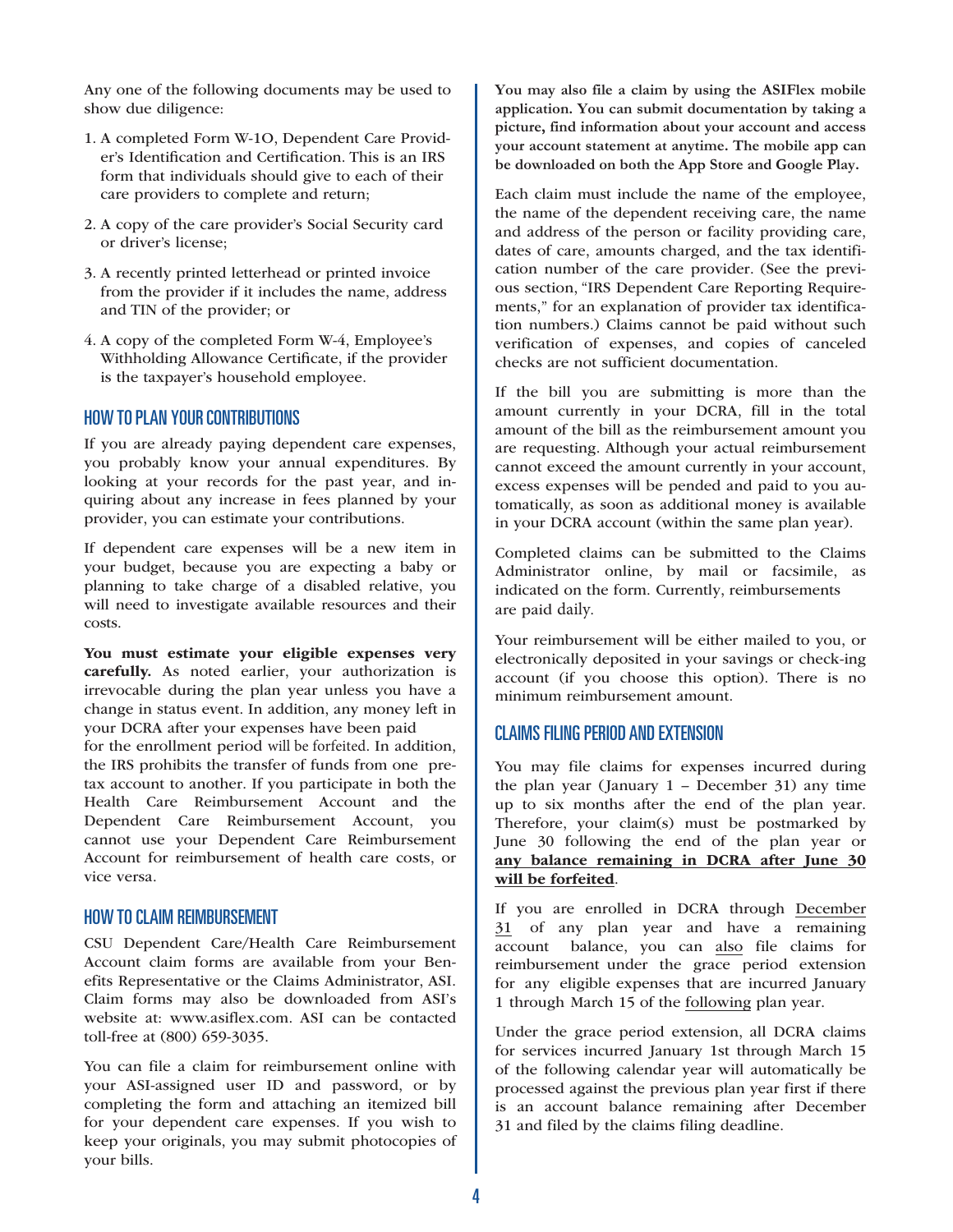Any one of the following documents may be used to show due diligence:

1. A completed Form W-1O, Dependent Care Provider's Identification and Certification. This is an IRS form that individuals should give to each of their care providers to complete and return;
2. A copy of the care provider's Social Security card or driver's license;
3. A recently printed letterhead or printed invoice from the provider if it includes the name, address and TIN of the provider; or
4. A copy of the completed Form W-4, Employee's Withholding Allowance Certificate, if the provider is the taxpayer's household employee.

## HOW TO PLAN YOUR CONTRIBUTIONS

If you are already paying dependent care expenses, you probably know your annual expenditures. By looking at your records for the past year, and inquiring about any increase in fees planned by your provider, you can estimate your contributions.

If dependent care expenses will be a new item in your budget, because you are expecting a baby or planning to take charge of a disabled relative, you will need to investigate available resources and their costs.

**You must estimate your eligible expenses very carefully.** As noted earlier, your authorization is irrevocable during the plan year unless you have a change in status event. In addition, any money left in your DCRA after your expenses have been paid for the enrollment period will be forfeited. In addition, the IRS prohibits the transfer of funds from one pretax account to another. If you participate in both the Health Care Reimbursement Account and the Dependent Care Reimbursement Account, you cannot use your Dependent Care Reimbursement Account for reimbursement of health care costs, or vice versa.

## HOW TO CLAIM REIMBURSEMENT

CSU Dependent Care/Health Care Reimbursement Account claim forms are available from your Benefits Representative or the Claims Administrator, ASI. Claim forms may also be downloaded from ASI's website at: www.asiflex.com. ASI can be contacted toll-free at (800) 659-3035.

You can file a claim for reimbursement online with your ASI-assigned user ID and password, or by completing the form and attaching an itemized bill for your dependent care expenses. If you wish to keep your originals, you may submit photocopies of your bills.

**You may also file a claim by using the ASIFlex mobile application. You can submit documentation by taking a picture, find information about your account and access your account statement at anytime. The mobile app can be downloaded on both the App Store and Google Play.**

Each claim must include the name of the employee, the name of the dependent receiving care, the name and address of the person or facility providing care, dates of care, amounts charged, and the tax identification number of the care provider. (See the previous section, "IRS Dependent Care Reporting Requirements," for an explanation of provider tax identification numbers.) Claims cannot be paid without such verification of expenses, and copies of canceled checks are not sufficient documentation.

If the bill you are submitting is more than the amount currently in your DCRA, fill in the total amount of the bill as the reimbursement amount you are requesting. Although your actual reimbursement cannot exceed the amount currently in your account, excess expenses will be pended and paid to you automatically, as soon as additional money is available in your DCRA account (within the same plan year).

Completed claims can be submitted to the Claims Administrator online, by mail or facsimile, as indicated on the form. Currently, reimbursements are paid daily.

Your reimbursement will be either mailed to you, or electronically deposited in your savings or check-ing account (if you choose this option). There is no minimum reimbursement amount.

## CLAIMS FILING PERIOD AND EXTENSION

You may file claims for expenses incurred during the plan year (January 1 – December 31) any time up to six months after the end of the plan year. Therefore, your claim(s) must be postmarked by June 30 following the end of the plan year or **any balance remaining in DCRA after June 30 will be forfeited**.

If you are enrolled in DCRA through December 31 of any plan year and have a remaining account balance, you can also file claims for reimbursement under the grace period extension for any eligible expenses that are incurred January 1 through March 15 of the following plan year.

Under the grace period extension, all DCRA claims for services incurred January 1st through March 15 of the following calendar year will automatically be processed against the previous plan year first if there is an account balance remaining after December 31 and filed by the claims filing deadline.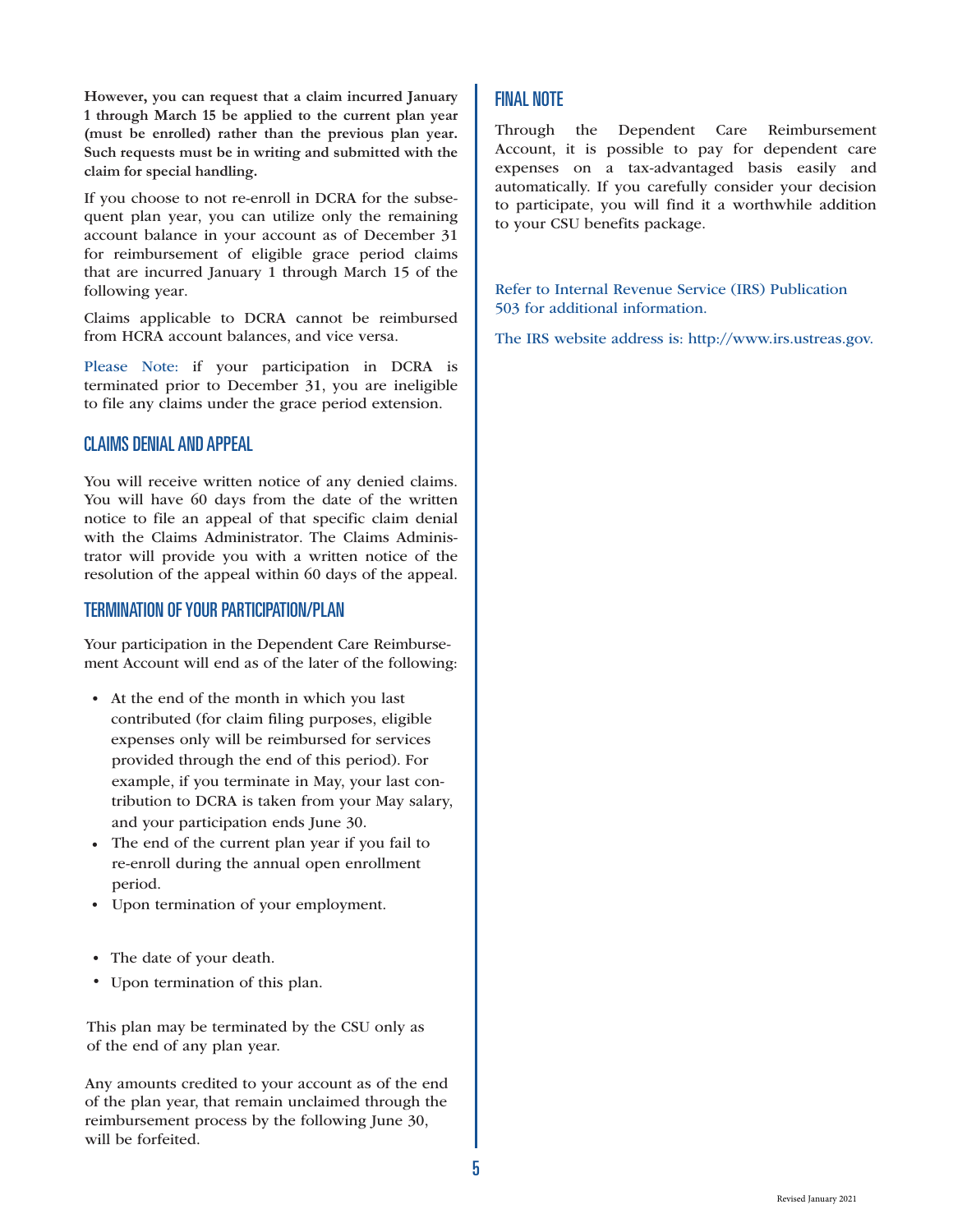**However, you can request that a claim incurred January 1 through March 15 be applied to the current plan year (must be enrolled) rather than the previous plan year. Such requests must be in writing and submitted with the claim for special handling.**

If you choose to not re-enroll in DCRA for the subsequent plan year, you can utilize only the remaining account balance in your account as of December 31 for reimbursement of eligible grace period claims that are incurred January 1 through March 15 of the following year.

Claims applicable to DCRA cannot be reimbursed from HCRA account balances, and vice versa.

Please Note: if your participation in DCRA is terminated prior to December 31, you are ineligible to file any claims under the grace period extension.

## CLAIMS DENIAL AND APPEAL

You will receive written notice of any denied claims. You will have 60 days from the date of the written notice to file an appeal of that specific claim denial with the Claims Administrator. The Claims Administrator will provide you with a written notice of the resolution of the appeal within 60 days of the appeal.

## TERMINATION OF YOUR PARTICIPATION/PLAN

Your participation in the Dependent Care Reimbursement Account will end as of the later of the following:

- At the end of the month in which you last contributed (for claim filing purposes, eligible expenses only will be reimbursed for services provided through the end of this period). For example, if you terminate in May, your last contribution to DCRA is taken from your May salary, and your participation ends June 30.
- The end of the current plan year if you fail to re-enroll during the annual open enrollment period.
- Upon termination of your employment.
- The date of your death.
- Upon termination of this plan.

This plan may be terminated by the CSU only as of the end of any plan year.

Any amounts credited to your account as of the end of the plan year, that remain unclaimed through the reimbursement process by the following June 30, will be forfeited.

## FINAL NOTE

Through the Dependent Care Reimbursement Account, it is possible to pay for dependent care expenses on a tax-advantaged basis easily and automatically. If you carefully consider your decision to participate, you will find it a worthwhile addition to your CSU benefits package.

Refer to Internal Revenue Service (IRS) Publication 503 for additional information.

The IRS website address is: http://www.irs.ustreas.gov.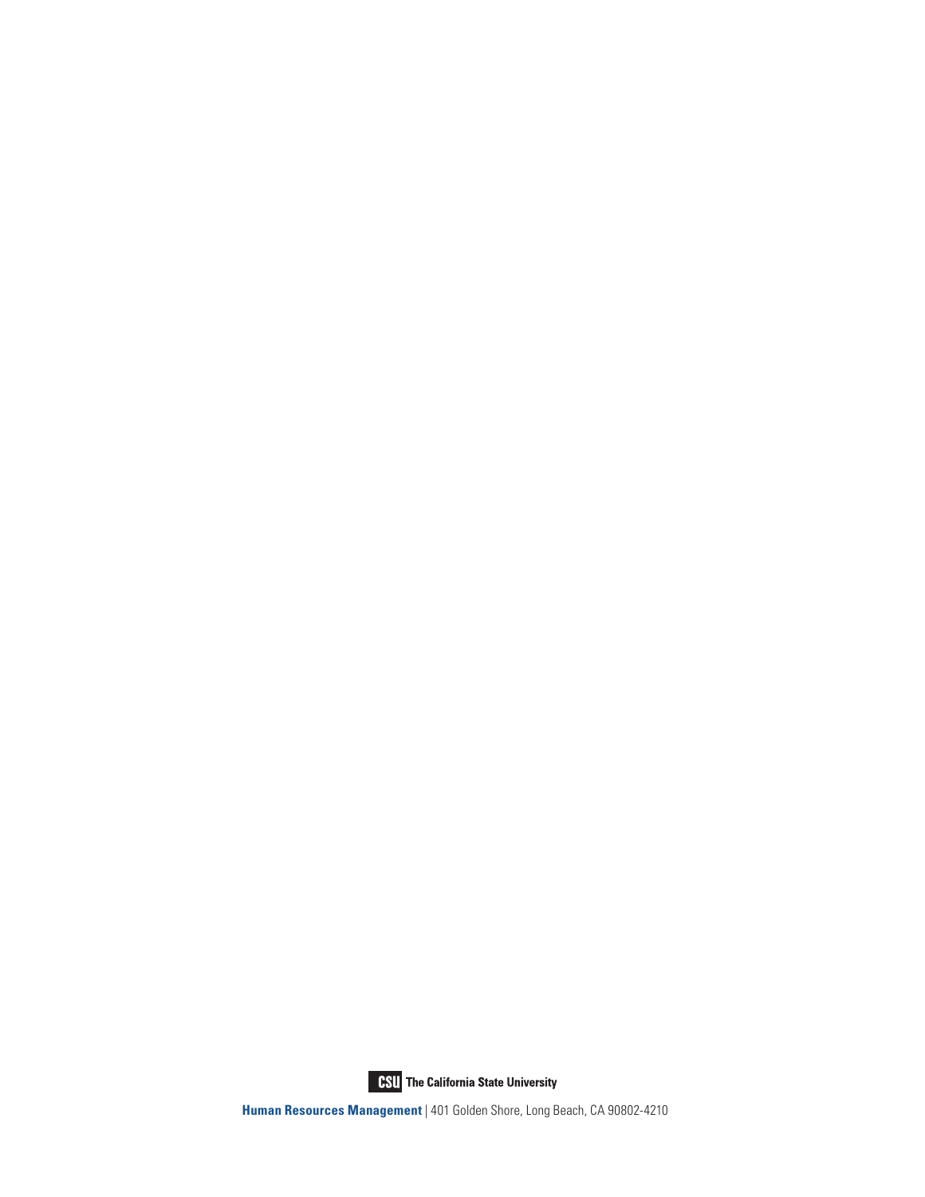**CSU** The California State University

**Human Resources Management** | 401 Golden Shore, Long Beach, CA 90802-4210